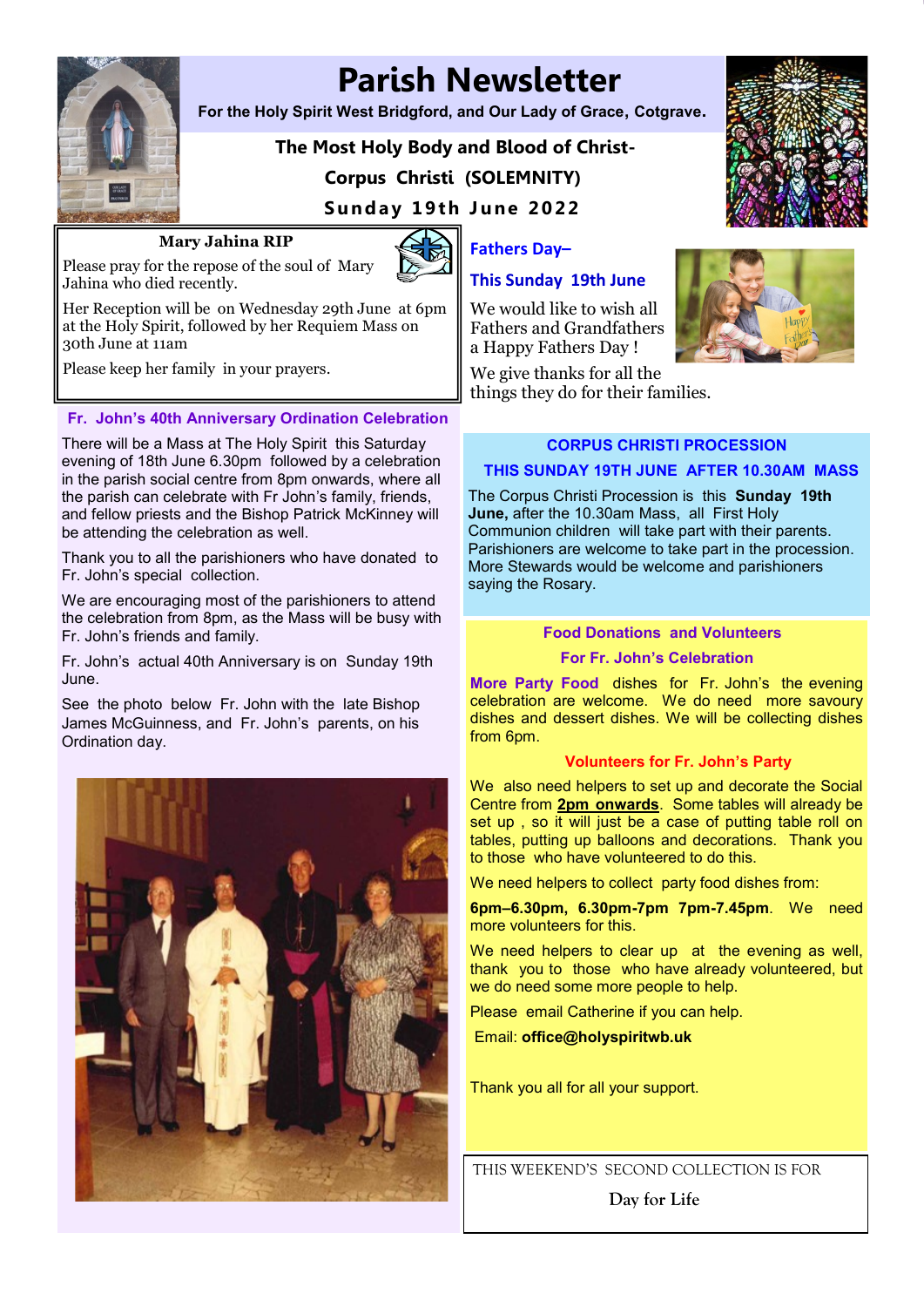# Parish Newsletter

**For the Holy Spirit West Bridgford, and Our Lady of Grace, Cotgrave.**

## The Most Holy Body and Blood of Christ- Corpus Christi (SOLEMNITY)

## Sunday 19th June 2022

### Mary Jahina RIP

Please pray for the repose of the soul of Mary Jahina who died recently.

Her Reception will be on Wednesday 29th June at 6pm at the Holy Spirit, followed by her Requiem Mass on 30th June at 11am

Please keep her family in your prayers.

### Fr. John's 40th Anniversary Ordination Celebration

There will be a Mass at The Holy Spirit this Saturday evening of 18th June 6.30pm followed by a celebration in the parish social centre from 8pm onwards, where all the parish can celebrate with Fr John's family, friends, and fellow priests and the Bishop Patrick McKinney will be attending the celebration as well.

Thank you to all the parishioners who have donated to Fr. John's special collection.

We are encouraging most of the parishioners to attend the celebration from 8pm, as the Mass will be busy with Fr. John's friends and family.

Fr. John's actual 40th Anniversary is on Sunday 19th June.

See the photo below Fr. John with the late Bishop James McGuinness, and Fr. John's parents, on his Ordination day.

### Fathers Day–

### This Sunday 19th June

We would like to wish all Fathers and Grandfathers a Happy Fathers Day !

We give thanks for all the things they do for their families.

### CORPUS CHRISTI PROCESSION

### THIS SUNDAY 19TH JUNE AFTER 10.30AM MASS

The Corpus Christi Procession is this **Sunday 19th June,** after the 10.30am Mass, all First Holy Communion children will take part with their parents. Parishioners are welcome to take part in the procession. More Stewards would be welcome and parishioners saying the Rosary.

### Food Donations and Volunteers For Fr. John's Celebration

**More Party Food** dishes for Fr. John's the evening celebration are welcome. We do need more savoury dishes and dessert dishes. We will be collecting dishes from 6pm.

### Volunteers for Fr. John's Party

We also need helpers to set up and decorate the Social Centre from **2pm onwards**. Some tables will already be set up , so it will just be a case of putting table roll on tables, putting up balloons and decorations. Thank you to those who have volunteered to do this.

We need helpers to collect party food dishes from:

**6pm–6.30pm, 6.30pm-7pm 7pm-7.45pm**. We need more volunteers for this.

We need helpers to clear up at the evening as well, thank you to those who have already volunteered, but we do need some more people to help.

Please email Catherine if you can help.

Email: **office@holyspiritwb.uk**

Thank you all for all your support.

THIS WEEKEND'S SECOND COLLECTION IS FOR

Day for Life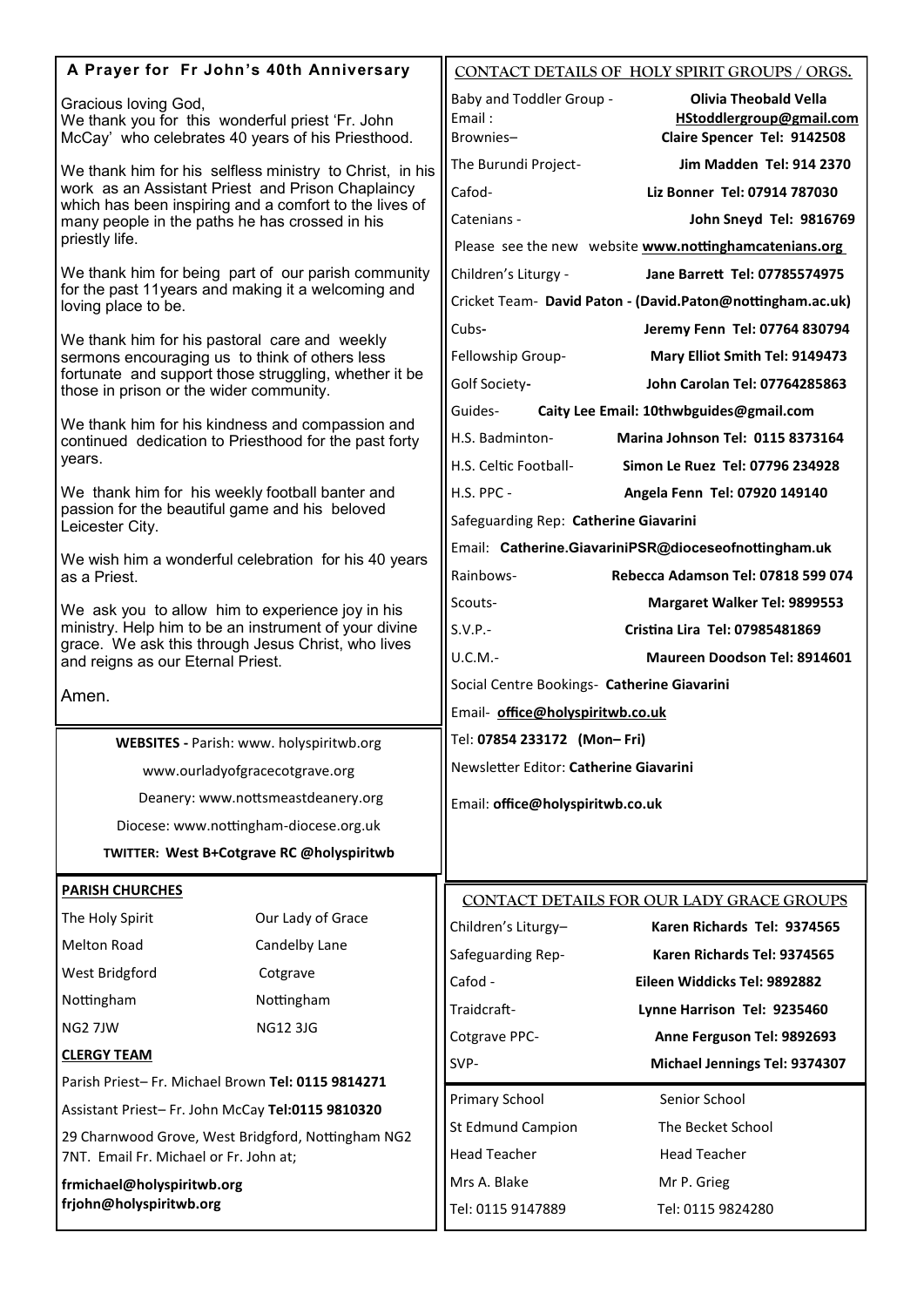## A Prayer for Fr John's 40th Anniversary

Gracious loving God,
We thank you for this wonderful priest 'Fr. John McCay' who celebrates 40 years of his Priesthood.

We thank him for his selfless ministry to Christ, in his work as an Assistant Priest and Prison Chaplaincy which has been inspiring and a comfort to the lives of many people in the paths he has crossed in his priestly life.

We thank him for being part of our parish community for the past 11years and making it a welcoming and loving place to be.

We thank him for his pastoral care and weekly sermons encouraging us to think of others less fortunate and support those struggling, whether it be those in prison or the wider community.

We thank him for his kindness and compassion and continued dedication to Priesthood for the past forty years.

We thank him for his weekly football banter and passion for the beautiful game and his beloved Leicester City.

We wish him a wonderful celebration for his 40 years as a Priest.

We ask you to allow him to experience joy in his ministry. Help him to be an instrument of your divine grace. We ask this through Jesus Christ, who lives and reigns as our Eternal Priest.

Amen.

**WEBSITES -** Parish: www. holyspiritwb.org

www.ourladyofgracecotgrave.org

Deanery: www.nottsmeastdeanery.org

Diocese: www.nottingham-diocese.org.uk

**TWITTER: West B+Cotgrave RC @holyspiritwb**

**PARISH CHURCHES**

| The Holy Spirit | Our Lady of Grace |
|---|---|
| Melton Road | Candelby Lane |
| West Bridgford | Cotgrave |
| Nottingham | Nottingham |
| NG2 7JW | NG12 3JG |

**CLERGY TEAM**

Parish Priest– Fr. Michael Brown **Tel: 0115 9814271**

Assistant Priest– Fr. John McCay **Tel:0115 9810320**

29 Charnwood Grove, West Bridgford, Nottingham NG2 7NT. Email Fr. Michael or Fr. John at;

**frmichael@holyspiritwb.org**
**frjohn@holyspiritwb.org**

## CONTACT DETAILS OF HOLY SPIRIT GROUPS / ORGS.

Baby and Toddler Group - **Olivia Theobald Vella**
Email : **HStoddlergroup@gmail.com**
Brownies– **Claire Spencer Tel: 9142508**

The Burundi Project- **Jim Madden Tel: 914 2370**

Cafod- **Liz Bonner Tel: 07914 787030**

Catenians - **John Sneyd Tel: 9816769**

Please see the new website **www.nottinghamcatenians.org**

Children's Liturgy - **Jane Barrett Tel: 07785574975**

Cricket Team- **David Paton - (David.Paton@nottingham.ac.uk)**

Cubs**-** **Jeremy Fenn Tel: 07764 830794**

Fellowship Group- **Mary Elliot Smith Tel: 9149473**

Golf Society**-** **John Carolan Tel: 07764285863**

Guides- **Caity Lee Email: 10thwbguides@gmail.com**

H.S. Badminton- **Marina Johnson Tel: 0115 8373164**

H.S. Celtic Football- **Simon Le Ruez Tel: 07796 234928**

H.S. PPC - **Angela Fenn Tel: 07920 149140**

Safeguarding Rep: **Catherine Giavarini**

Email: **Catherine.GiavariniPSR@dioceseofnottingham.uk**

Rainbows- **Rebecca Adamson Tel: 07818 599 074**

Scouts- **Margaret Walker Tel: 9899553**

S.V.P.- **Cristina Lira Tel: 07985481869**

U.C.M.- **Maureen Doodson Tel: 8914601**

Social Centre Bookings- **Catherine Giavarini**

Email- **office@holyspiritwb.co.uk**

Tel: **07854 233172 (Mon– Fri)**

Newsletter Editor: **Catherine Giavarini**

Email: **office@holyspiritwb.co.uk**

## CONTACT DETAILS FOR OUR LADY GRACE GROUPS

Children's Liturgy– **Karen Richards Tel: 9374565**

Safeguarding Rep- **Karen Richards Tel: 9374565**

Cafod - **Eileen Widdicks Tel: 9892882**

Traidcraft- **Lynne Harrison Tel: 9235460**

Cotgrave PPC- **Anne Ferguson Tel: 9892693**

SVP- **Michael Jennings Tel: 9374307**

| Primary School | Senior School |
|---|---|
| St Edmund Campion | The Becket School |
| Head Teacher | Head Teacher |
| Mrs A. Blake | Mr P. Grieg |
| Tel: 0115 9147889 | Tel: 0115 9824280 |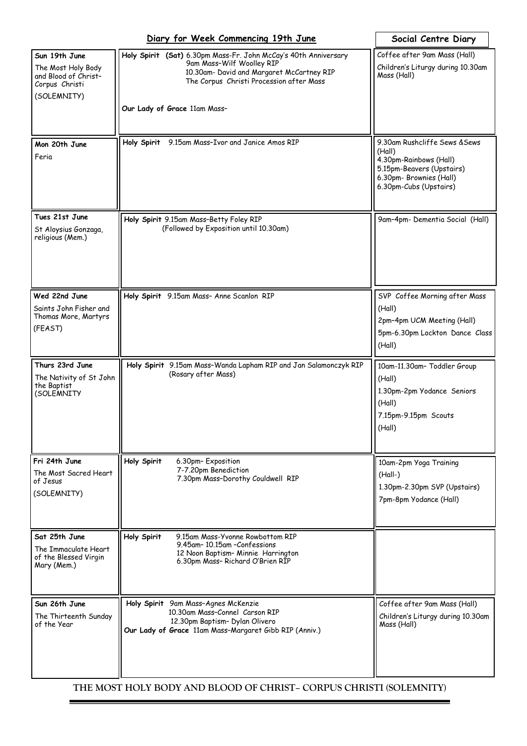## Diary for Week Commencing 19th June

| Day | Services | Social Centre Diary |
|---|---|---|
| **Sun 19th June**<br>The Most Holy Body and Blood of Christ– Corpus Christi<br>(SOLEMNITY) | **Holy Spirit (Sat)** 6.30pm Mass-Fr. John McCay's 40th Anniversary<br>9am Mass–Wilf Woolley RIP<br>10.30am- David and Margaret McCartney RIP<br>The Corpus Christi Procession after Mass<br>**Our Lady of Grace** 11am Mass– | Coffee after 9am Mass (Hall)<br>Children's Liturgy during 10.30am Mass (Hall) |
| **Mon 20th June**<br>Feria | **Holy Spirit** 9.15am Mass–Ivor and Janice Amos RIP | 9.30am Rushcliffe Sews &Sews (Hall)<br>4.30pm-Rainbows (Hall)<br>5.15pm-Beavers (Upstairs)<br>6.30pm- Brownies (Hall)<br>6.30pm-Cubs (Upstairs) |
| **Tues 21st June**<br>St Aloysius Gonzaga, religious (Mem.) | **Holy Spirit** 9.15am Mass–Betty Foley RIP<br>(Followed by Exposition until 10.30am) | 9am–4pm- Dementia Social (Hall) |
| **Wed 22nd June**<br>Saints John Fisher and Thomas More, Martyrs<br>(FEAST) | **Holy Spirit** 9.15am Mass– Anne Scanlon RIP | SVP Coffee Morning after Mass (Hall)<br>2pm–4pm UCM Meeting (Hall)<br>5pm-6.30pm Lockton Dance Class (Hall) |
| **Thurs 23rd June**<br>The Nativity of St John the Baptist<br>(SOLEMNITY | **Holy Spirit** 9.15am Mass–Wanda Lapham RIP and Jan Salamonczyk RIP<br>(Rosary after Mass) | 10am-11.30am– Toddler Group (Hall)<br>1.30pm-2pm Yodance Seniors (Hall)<br>7.15pm-9.15pm Scouts (Hall) |
| **Fri 24th June**<br>The Most Sacred Heart of Jesus<br>(SOLEMNITY) | **Holy Spirit** 6.30pm– Exposition<br>7-7.20pm Benediction<br>7.30pm Mass–Dorothy Couldwell RIP | 10am-2pm Yoga Training (Hall-)<br>1.30pm-2.30pm SVP (Upstairs)<br>7pm-8pm Yodance (Hall) |
| **Sat 25th June**<br>The Immaculate Heart of the Blessed Virgin Mary (Mem.) | **Holy Spirit** 9.15am Mass-Yvonne Rowbottom RIP<br>9.45am– 10.15am –Confessions<br>12 Noon Baptism– Minnie Harrington<br>6.30pm Mass– Richard O'Brien RIP | |
| **Sun 26th June**<br>The Thirteenth Sunday of the Year | **Holy Spirit** 9am Mass–Agnes McKenzie<br>10.30am Mass–Connel Carson RIP<br>12.30pm Baptism– Dylan Olivero<br>**Our Lady of Grace** 11am Mass–Margaret Gibb RIP (Anniv.) | Coffee after 9am Mass (Hall)<br>Children's Liturgy during 10.30am Mass (Hall) |

THE MOST HOLY BODY AND BLOOD OF CHRIST– CORPUS CHRISTI (SOLEMNITY)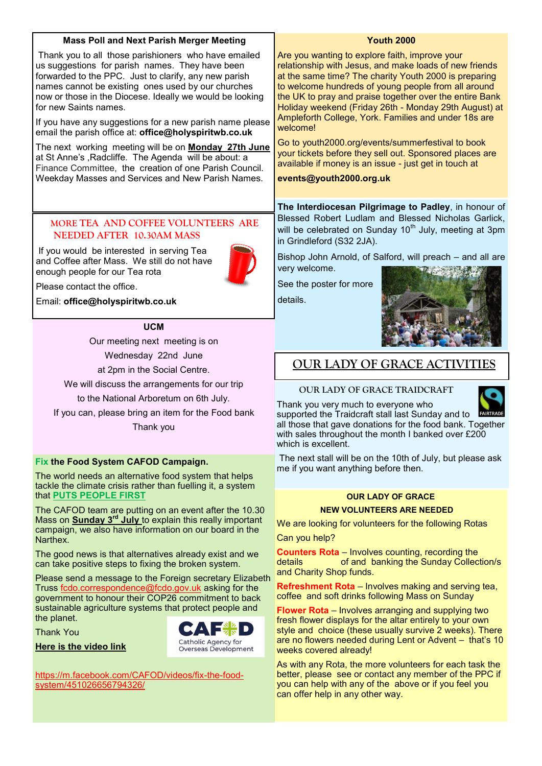## Mass Poll and Next Parish Merger Meeting

Thank you to all those parishioners who have emailed us suggestions for parish names. They have been forwarded to the PPC. Just to clarify, any new parish names cannot be existing ones used by our churches now or those in the Diocese. Ideally we would be looking for new Saints names.

If you have any suggestions for a new parish name please email the parish office at: **office@holyspiritwb.co.uk**

The next working meeting will be on **Monday 27th June** at St Anne's ,Radcliffe. The Agenda will be about: a Finance Committee, the creation of one Parish Council. Weekday Masses and Services and New Parish Names.

## MORE TEA AND COFFEE VOLUNTEERS ARE NEEDED AFTER 10.30AM MASS

If you would be interested in serving Tea and Coffee after Mass. We still do not have enough people for our Tea rota

Please contact the office.

Email: **office@holyspiritwb.co.uk**

## UCM

Our meeting next meeting is on Wednesday 22nd June at 2pm in the Social Centre.

We will discuss the arrangements for our trip to the National Arboretum on 6th July.

If you can, please bring an item for the Food bank

Thank you

## Fix the Food System CAFOD Campaign.

The world needs an alternative food system that helps tackle the climate crisis rather than fuelling it, a system that **PUTS PEOPLE FIRST**

The CAFOD team are putting on an event after the 10.30 Mass on **Sunday 3rd July** to explain this really important campaign, we also have information on our board in the Narthex.

The good news is that alternatives already exist and we can take positive steps to fixing the broken system.

Please send a message to the Foreign secretary Elizabeth Truss fcdo.correspondence@fcdo.gov.uk asking for the government to honour their COP26 commitment to back sustainable agriculture systems that protect people and the planet.

Thank You

**Here is the video link**

CAFOD Catholic Agency for Overseas Development

https://m.facebook.com/CAFOD/videos/fix-the-food-system/451026656794326/

## Youth 2000

Are you wanting to explore faith, improve your relationship with Jesus, and make loads of new friends at the same time? The charity Youth 2000 is preparing to welcome hundreds of young people from all around the UK to pray and praise together over the entire Bank Holiday weekend (Friday 26th - Monday 29th August) at Ampleforth College, York. Families and under 18s are welcome!

Go to youth2000.org/events/summerfestival to book your tickets before they sell out. Sponsored places are available if money is an issue - just get in touch at

**events@youth2000.org.uk**

**The Interdiocesan Pilgrimage to Padley**, in honour of Blessed Robert Ludlam and Blessed Nicholas Garlick, will be celebrated on Sunday 10th July, meeting at 3pm in Grindleford (S32 2JA).

Bishop John Arnold, of Salford, will preach – and all are very welcome.

See the poster for more details.

# OUR LADY OF GRACE ACTIVITIES

### OUR LADY OF GRACE TRAIDCRAFT

Thank you very much to everyone who supported the Traidcraft stall last Sunday and to all those that gave donations for the food bank. Together with sales throughout the month I banked over £200 which is excellent.

The next stall will be on the 10th of July, but please ask me if you want anything before then.

### OUR LADY OF GRACE NEW VOLUNTEERS ARE NEEDED

We are looking for volunteers for the following Rotas

Can you help?

**Counters Rota** – Involves counting, recording the details of and banking the Sunday Collection/s and Charity Shop funds.

**Refreshment Rota** – Involves making and serving tea, coffee and soft drinks following Mass on Sunday

**Flower Rota** – Involves arranging and supplying two fresh flower displays for the altar entirely to your own style and choice (these usually survive 2 weeks). There are no flowers needed during Lent or Advent – that's 10 weeks covered already!

As with any Rota, the more volunteers for each task the better, please see or contact any member of the PPC if you can help with any of the above or if you feel you can offer help in any other way.